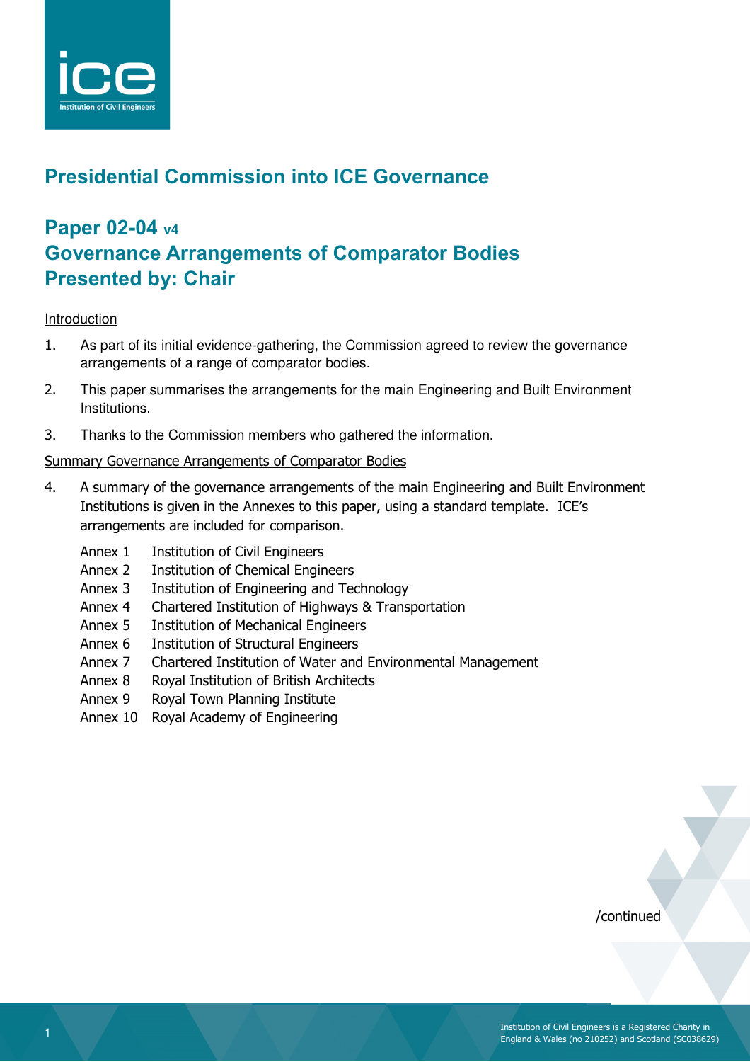# Presidential Commission into ICE Governance

## Paper 02-04 v4
## Governance Arrangements of Comparator Bodies
## Presented by: Chair

Introduction

1. As part of its initial evidence-gathering, the Commission agreed to review the governance arrangements of a range of comparator bodies.
2. This paper summarises the arrangements for the main Engineering and Built Environment Institutions.
3. Thanks to the Commission members who gathered the information.

Summary Governance Arrangements of Comparator Bodies

4. A summary of the governance arrangements of the main Engineering and Built Environment Institutions is given in the Annexes to this paper, using a standard template. ICE's arrangements are included for comparison.

   Annex 1 Institution of Civil Engineers
   Annex 2 Institution of Chemical Engineers
   Annex 3 Institution of Engineering and Technology
   Annex 4 Chartered Institution of Highways & Transportation
   Annex 5 Institution of Mechanical Engineers
   Annex 6 Institution of Structural Engineers
   Annex 7 Chartered Institution of Water and Environmental Management
   Annex 8 Royal Institution of British Architects
   Annex 9 Royal Town Planning Institute
   Annex 10 Royal Academy of Engineering

/continued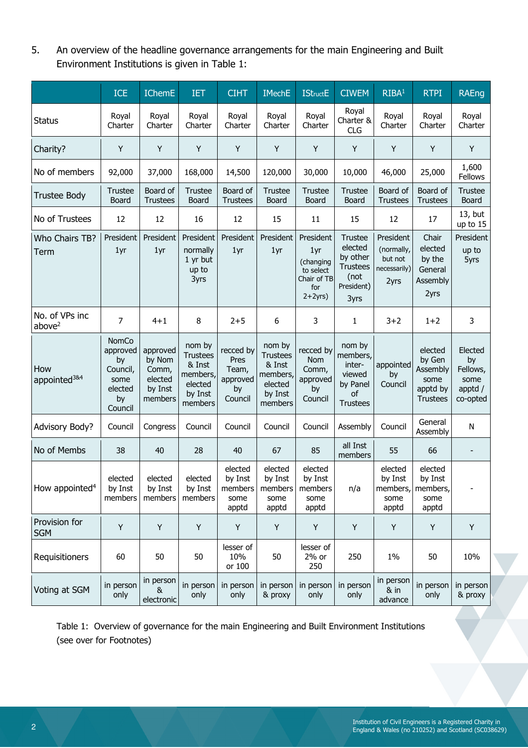5. An overview of the headline governance arrangements for the main Engineering and Built Environment Institutions is given in Table 1:

| | ICE | IChemE | IET | CIHT | IMechE | IStructE | CIWEM | RIBA[1] | RTPI | RAEng |
|---|---|---|---|---|---|---|---|---|---|---|
| Status | Royal Charter | Royal Charter | Royal Charter | Royal Charter | Royal Charter | Royal Charter | Royal Charter & CLG | Royal Charter | Royal Charter | Royal Charter |
| Charity? | Y | Y | Y | Y | Y | Y | Y | Y | Y | Y |
| No of members | 92,000 | 37,000 | 168,000 | 14,500 | 120,000 | 30,000 | 10,000 | 46,000 | 25,000 | 1,600 Fellows |
| Trustee Body | Trustee Board | Board of Trustees | Trustee Board | Board of Trustees | Trustee Board | Trustee Board | Trustee Board | Board of Trustees | Board of Trustees | Trustee Board |
| No of Trustees | 12 | 12 | 16 | 12 | 15 | 11 | 15 | 12 | 17 | 13, but up to 15 |
| Who Chairs TB? Term | President 1yr | President 1yr | President normally 1 yr but up to 3yrs | President 1yr | President 1yr | President 1yr (changing to select Chair of TB for 2+2yrs) | Trustee elected by other Trustees (not President) 3yrs | President (normally, but not necessarily) 2yrs | Chair elected by the General Assembly 2yrs | President up to 5yrs |
| No. of VPs inc above[2] | 7 | 4+1 | 8 | 2+5 | 6 | 3 | 1 | 3+2 | 1+2 | 3 |
| How appointed[3&4] | NomCo approved by Council, some elected by Council | approved by Nom Comm, elected by Inst members | nom by Trustees & Inst members, elected by Inst members | recced by Pres Team, approved by Council | nom by Trustees & Inst members, elected by Inst members | recced by Nom Comm, approved by Council | nom by members, inter-viewed by Panel of Trustees | appointed by Council | elected by Gen Assembly some apptd by Trustees | Elected by Fellows, some apptd / co-opted |
| Advisory Body? | Council | Congress | Council | Council | Council | Council | Assembly | Council | General Assembly | N |
| No of Membs | 38 | 40 | 28 | 40 | 67 | 85 | all Inst members | 55 | 66 | - |
| How appointed[4] | elected by Inst members | elected by Inst members | elected by Inst members | elected by Inst members some apptd | elected by Inst members some apptd | elected by Inst members some apptd | n/a | elected by Inst members, some apptd | elected by Inst members, some apptd | - |
| Provision for SGM | Y | Y | Y | Y | Y | Y | Y | Y | Y | Y |
| Requisitioners | 60 | 50 | 50 | lesser of 10% or 100 | 50 | lesser of 2% or 250 | 250 | 1% | 50 | 10% |
| Voting at SGM | in person only | in person & electronic | in person only | in person only | in person & proxy | in person only | in person only | in person & in advance | in person only | in person & proxy |

Table 1: Overview of governance for the main Engineering and Built Environment Institutions (see over for Footnotes)

Institution of Civil Engineers is a Registered Charity in England & Wales (no 210252) and Scotland (SC038629)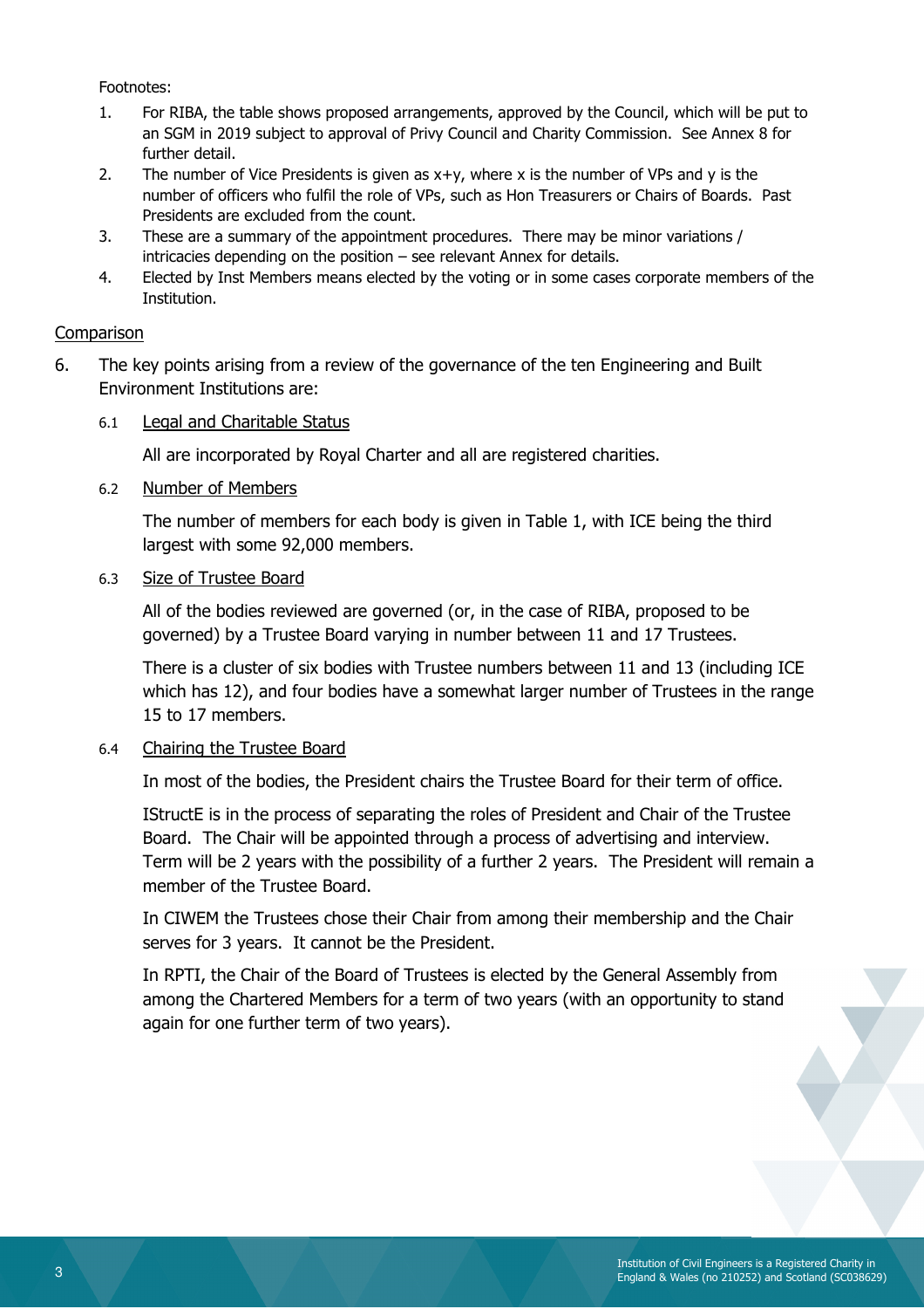Footnotes:

1. For RIBA, the table shows proposed arrangements, approved by the Council, which will be put to an SGM in 2019 subject to approval of Privy Council and Charity Commission. See Annex 8 for further detail.
2. The number of Vice Presidents is given as x+y, where x is the number of VPs and y is the number of officers who fulfil the role of VPs, such as Hon Treasurers or Chairs of Boards. Past Presidents are excluded from the count.
3. These are a summary of the appointment procedures. There may be minor variations / intricacies depending on the position – see relevant Annex for details.
4. Elected by Inst Members means elected by the voting or in some cases corporate members of the Institution.

## Comparison

6. The key points arising from a review of the governance of the ten Engineering and Built Environment Institutions are:

   6.1 Legal and Charitable Status

   All are incorporated by Royal Charter and all are registered charities.

   6.2 Number of Members

   The number of members for each body is given in Table 1, with ICE being the third largest with some 92,000 members.

   6.3 Size of Trustee Board

   All of the bodies reviewed are governed (or, in the case of RIBA, proposed to be governed) by a Trustee Board varying in number between 11 and 17 Trustees.

   There is a cluster of six bodies with Trustee numbers between 11 and 13 (including ICE which has 12), and four bodies have a somewhat larger number of Trustees in the range 15 to 17 members.

   6.4 Chairing the Trustee Board

   In most of the bodies, the President chairs the Trustee Board for their term of office.

   IStructE is in the process of separating the roles of President and Chair of the Trustee Board. The Chair will be appointed through a process of advertising and interview. Term will be 2 years with the possibility of a further 2 years. The President will remain a member of the Trustee Board.

   In CIWEM the Trustees chose their Chair from among their membership and the Chair serves for 3 years. It cannot be the President.

   In RPTI, the Chair of the Board of Trustees is elected by the General Assembly from among the Chartered Members for a term of two years (with an opportunity to stand again for one further term of two years).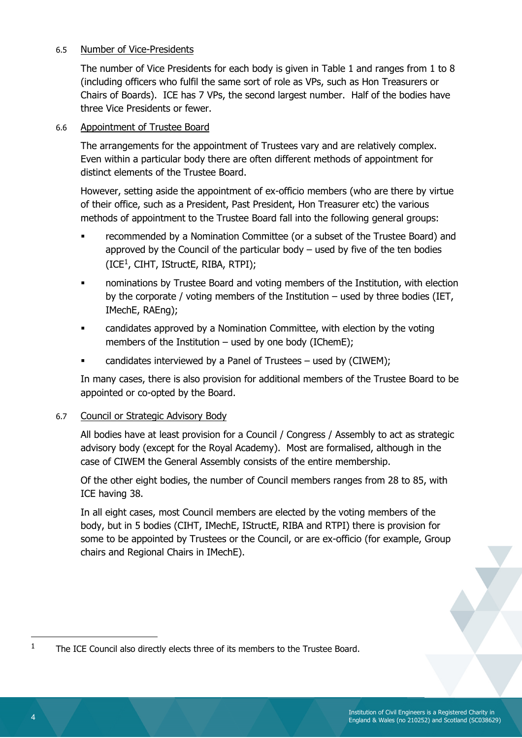### 6.5 Number of Vice-Presidents

The number of Vice Presidents for each body is given in Table 1 and ranges from 1 to 8 (including officers who fulfil the same sort of role as VPs, such as Hon Treasurers or Chairs of Boards). ICE has 7 VPs, the second largest number. Half of the bodies have three Vice Presidents or fewer.

### 6.6 Appointment of Trustee Board

The arrangements for the appointment of Trustees vary and are relatively complex. Even within a particular body there are often different methods of appointment for distinct elements of the Trustee Board.

However, setting aside the appointment of ex-officio members (who are there by virtue of their office, such as a President, Past President, Hon Treasurer etc) the various methods of appointment to the Trustee Board fall into the following general groups:

- recommended by a Nomination Committee (or a subset of the Trustee Board) and approved by the Council of the particular body – used by five of the ten bodies (ICE[1], CIHT, IStructE, RIBA, RTPI);
- nominations by Trustee Board and voting members of the Institution, with election by the corporate / voting members of the Institution – used by three bodies (IET, IMechE, RAEng);
- candidates approved by a Nomination Committee, with election by the voting members of the Institution – used by one body (IChemE);
- candidates interviewed by a Panel of Trustees – used by (CIWEM);

In many cases, there is also provision for additional members of the Trustee Board to be appointed or co-opted by the Board.

### 6.7 Council or Strategic Advisory Body

All bodies have at least provision for a Council / Congress / Assembly to act as strategic advisory body (except for the Royal Academy). Most are formalised, although in the case of CIWEM the General Assembly consists of the entire membership.

Of the other eight bodies, the number of Council members ranges from 28 to 85, with ICE having 38.

In all eight cases, most Council members are elected by the voting members of the body, but in 5 bodies (CIHT, IMechE, IStructE, RIBA and RTPI) there is provision for some to be appointed by Trustees or the Council, or are ex-officio (for example, Group chairs and Regional Chairs in IMechE).

---

[1] The ICE Council also directly elects three of its members to the Trustee Board.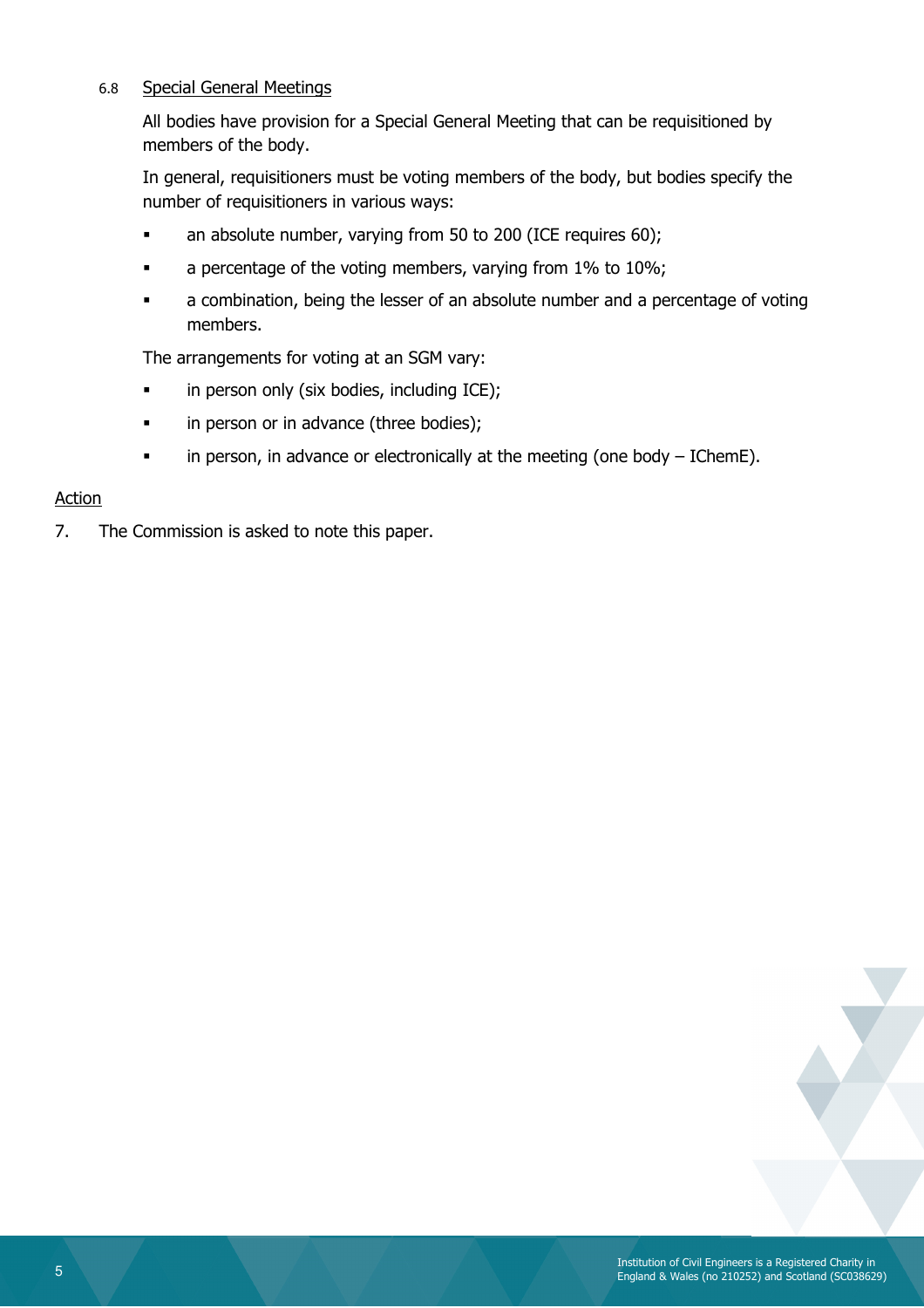6.8 Special General Meetings

All bodies have provision for a Special General Meeting that can be requisitioned by members of the body.

In general, requisitioners must be voting members of the body, but bodies specify the number of requisitioners in various ways:

- an absolute number, varying from 50 to 200 (ICE requires 60);
- a percentage of the voting members, varying from 1% to 10%;
- a combination, being the lesser of an absolute number and a percentage of voting members.

The arrangements for voting at an SGM vary:

- in person only (six bodies, including ICE);
- in person or in advance (three bodies);
- in person, in advance or electronically at the meeting (one body – IChemE).

Action

7. The Commission is asked to note this paper.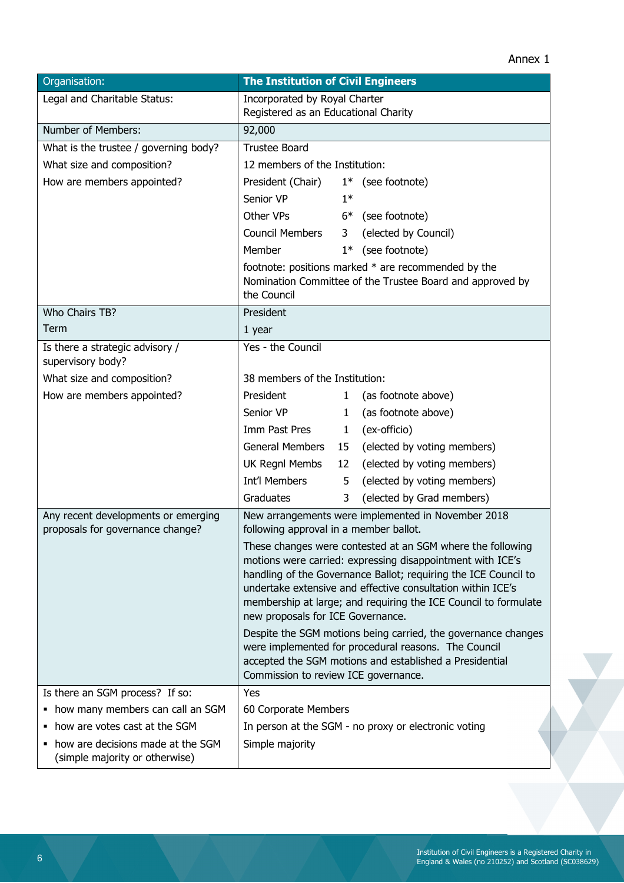Annex 1

| Organisation: | **The Institution of Civil Engineers** |
|---|---|
| Legal and Charitable Status: | Incorporated by Royal Charter<br>Registered as an Educational Charity |
| Number of Members: | 92,000 |
| What is the trustee / governing body?<br>What size and composition?<br>How are members appointed? | Trustee Board<br>12 members of the Institution:<br>President (Chair) 1* (see footnote)<br>Senior VP 1*<br>Other VPs 6* (see footnote)<br>Council Members 3 (elected by Council)<br>Member 1* (see footnote)<br>footnote: positions marked * are recommended by the Nomination Committee of the Trustee Board and approved by the Council |
| Who Chairs TB?<br>Term | President<br>1 year |
| Is there a strategic advisory / supervisory body?<br>What size and composition?<br>How are members appointed? | Yes - the Council<br><br>38 members of the Institution:<br>President 1 (as footnote above)<br>Senior VP 1 (as footnote above)<br>Imm Past Pres 1 (ex-officio)<br>General Members 15 (elected by voting members)<br>UK Regnl Membs 12 (elected by voting members)<br>Int'l Members 5 (elected by voting members)<br>Graduates 3 (elected by Grad members) |
| Any recent developments or emerging proposals for governance change? | New arrangements were implemented in November 2018 following approval in a member ballot.<br>These changes were contested at an SGM where the following motions were carried: expressing disappointment with ICE's handling of the Governance Ballot; requiring the ICE Council to undertake extensive and effective consultation within ICE's membership at large; and requiring the ICE Council to formulate new proposals for ICE Governance.<br>Despite the SGM motions being carried, the governance changes were implemented for procedural reasons. The Council accepted the SGM motions and established a Presidential Commission to review ICE governance. |
| Is there an SGM process? If so:<br>▪ how many members can call an SGM<br>▪ how are votes cast at the SGM<br>▪ how are decisions made at the SGM (simple majority or otherwise) | Yes<br>60 Corporate Members<br>In person at the SGM - no proxy or electronic voting<br>Simple majority |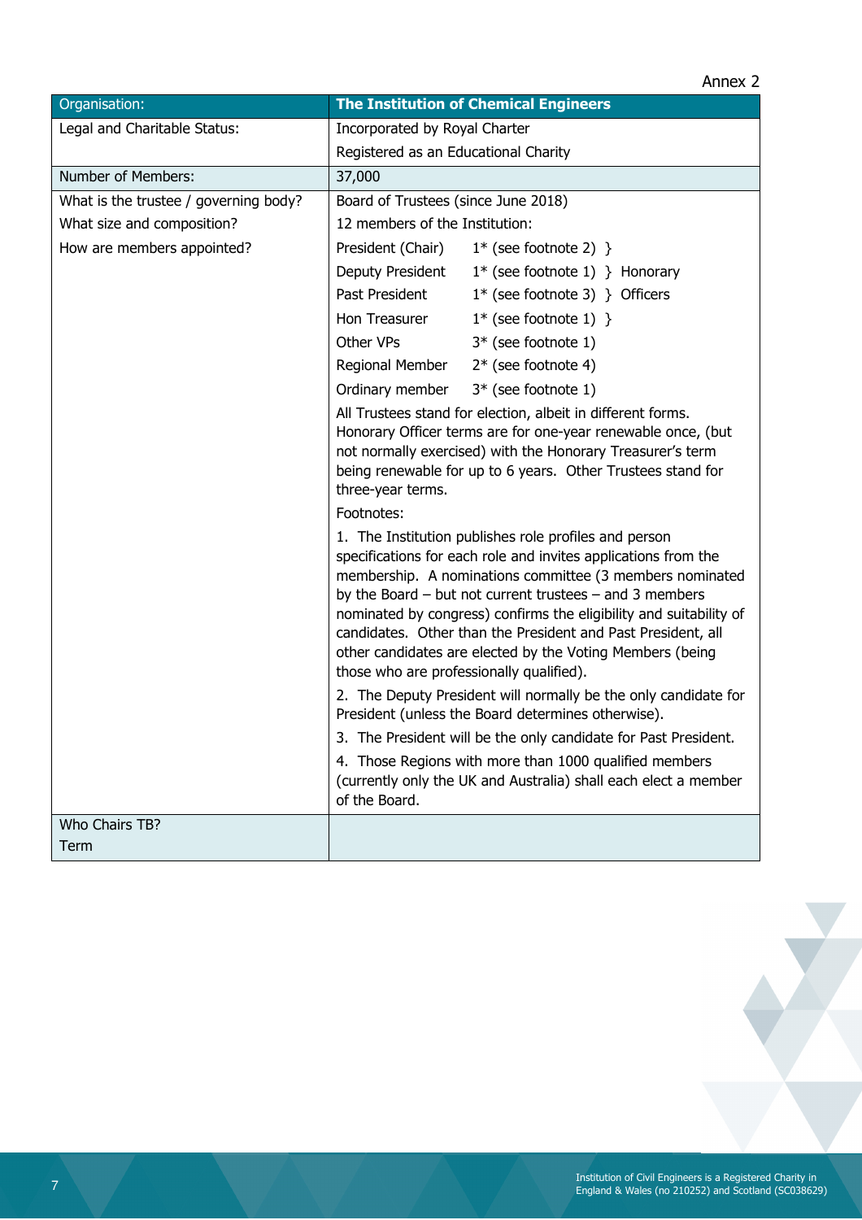Annex 2

| Organisation: | The Institution of Chemical Engineers |
|---|---|
| Legal and Charitable Status: | Incorporated by Royal Charter<br>Registered as an Educational Charity |
| Number of Members: | 37,000 |
| What is the trustee / governing body?<br>What size and composition?<br>How are members appointed? | Board of Trustees (since June 2018)<br>12 members of the Institution:<br>President (Chair) 1* (see footnote 2) }<br>Deputy President 1* (see footnote 1) } Honorary<br>Past President 1* (see footnote 3) } Officers<br>Hon Treasurer 1* (see footnote 1) }<br>Other VPs 3* (see footnote 1)<br>Regional Member 2* (see footnote 4)<br>Ordinary member 3* (see footnote 1)<br>All Trustees stand for election, albeit in different forms. Honorary Officer terms are for one-year renewable once, (but not normally exercised) with the Honorary Treasurer's term being renewable for up to 6 years. Other Trustees stand for three-year terms.<br>Footnotes:<br>1. The Institution publishes role profiles and person specifications for each role and invites applications from the membership. A nominations committee (3 members nominated by the Board – but not current trustees – and 3 members nominated by congress) confirms the eligibility and suitability of candidates. Other than the President and Past President, all other candidates are elected by the Voting Members (being those who are professionally qualified).<br>2. The Deputy President will normally be the only candidate for President (unless the Board determines otherwise).<br>3. The President will be the only candidate for Past President.<br>4. Those Regions with more than 1000 qualified members (currently only the UK and Australia) shall each elect a member of the Board. |
| Who Chairs TB?<br>Term | |

Institution of Civil Engineers is a Registered Charity in England & Wales (no 210252) and Scotland (SC038629)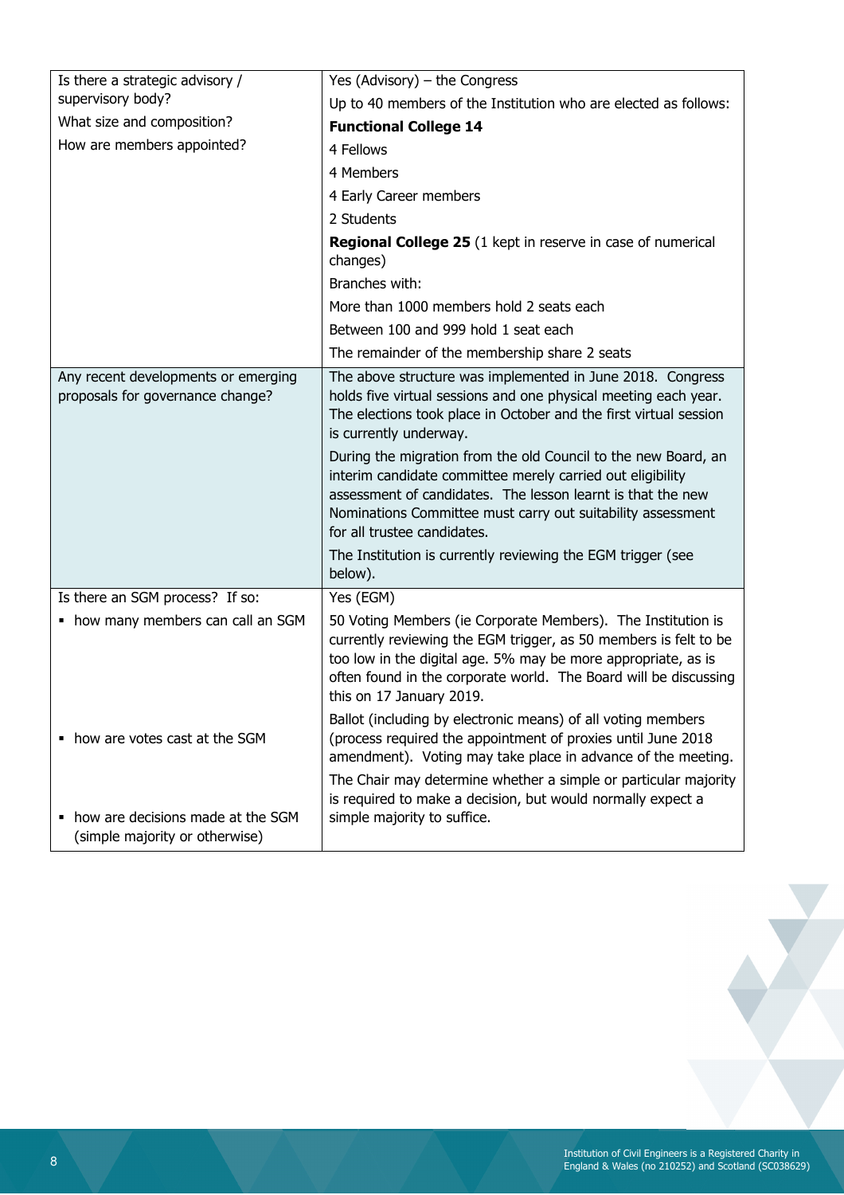| | |
|---|---|
| Is there a strategic advisory / supervisory body?<br>What size and composition?<br>How are members appointed? | Yes (Advisory) – the Congress<br>Up to 40 members of the Institution who are elected as follows:<br>**Functional College 14**<br>4 Fellows<br>4 Members<br>4 Early Career members<br>2 Students<br>**Regional College 25** (1 kept in reserve in case of numerical changes)<br>Branches with:<br>More than 1000 members hold 2 seats each<br>Between 100 and 999 hold 1 seat each<br>The remainder of the membership share 2 seats |
| Any recent developments or emerging proposals for governance change? | The above structure was implemented in June 2018. Congress holds five virtual sessions and one physical meeting each year. The elections took place in October and the first virtual session is currently underway.<br>During the migration from the old Council to the new Board, an interim candidate committee merely carried out eligibility assessment of candidates. The lesson learnt is that the new Nominations Committee must carry out suitability assessment for all trustee candidates.<br>The Institution is currently reviewing the EGM trigger (see below). |
| Is there an SGM process? If so: | Yes (EGM) |
| ▪ how many members can call an SGM | 50 Voting Members (ie Corporate Members). The Institution is currently reviewing the EGM trigger, as 50 members is felt to be too low in the digital age. 5% may be more appropriate, as is often found in the corporate world. The Board will be discussing this on 17 January 2019. |
| ▪ how are votes cast at the SGM | Ballot (including by electronic means) of all voting members (process required the appointment of proxies until June 2018 amendment). Voting may take place in advance of the meeting. |
| ▪ how are decisions made at the SGM (simple majority or otherwise) | The Chair may determine whether a simple or particular majority is required to make a decision, but would normally expect a simple majority to suffice. |

Institution of Civil Engineers is a Registered Charity in England & Wales (no 210252) and Scotland (SC038629)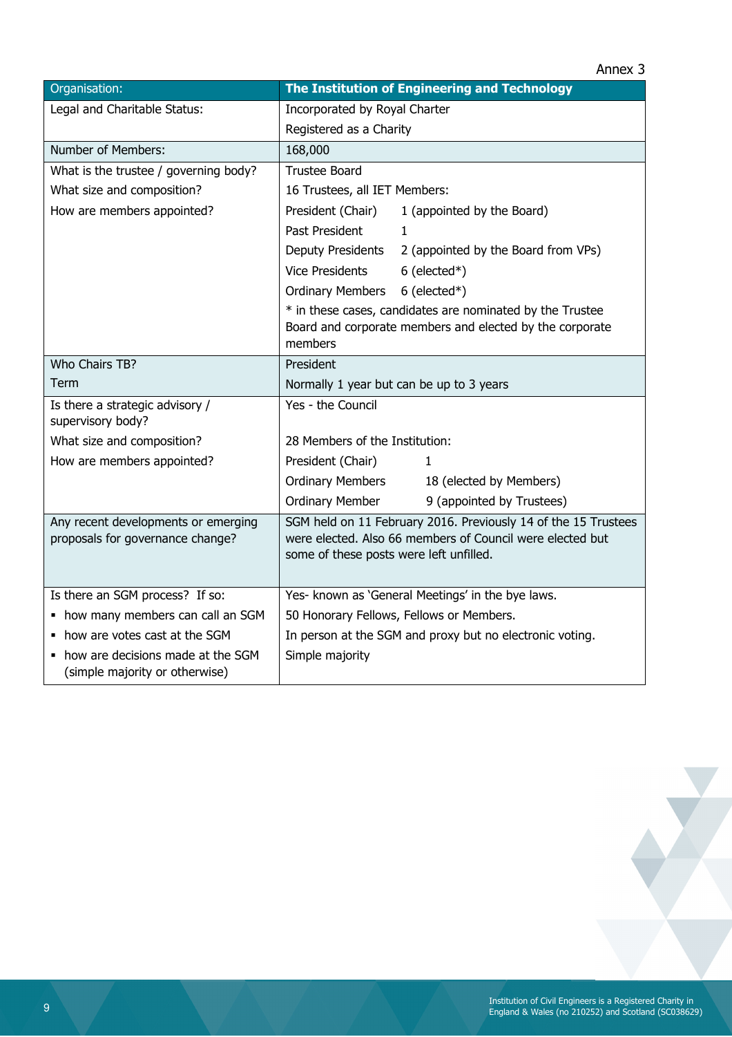Annex 3

| Organisation: | The Institution of Engineering and Technology |
|---|---|
| Legal and Charitable Status: | Incorporated by Royal Charter<br>Registered as a Charity |
| Number of Members: | 168,000 |
| What is the trustee / governing body?<br>What size and composition?<br>How are members appointed? | Trustee Board<br>16 Trustees, all IET Members:<br>President (Chair) 1 (appointed by the Board)<br>Past President 1<br>Deputy Presidents 2 (appointed by the Board from VPs)<br>Vice Presidents 6 (elected*)<br>Ordinary Members 6 (elected*)<br>* in these cases, candidates are nominated by the Trustee Board and corporate members and elected by the corporate members |
| Who Chairs TB?<br>Term | President<br>Normally 1 year but can be up to 3 years |
| Is there a strategic advisory / supervisory body?<br>What size and composition?<br>How are members appointed? | Yes - the Council<br>28 Members of the Institution:<br>President (Chair) 1<br>Ordinary Members 18 (elected by Members)<br>Ordinary Member 9 (appointed by Trustees) |
| Any recent developments or emerging proposals for governance change? | SGM held on 11 February 2016. Previously 14 of the 15 Trustees were elected. Also 66 members of Council were elected but some of these posts were left unfilled. |
| Is there an SGM process? If so:<br>▪ how many members can call an SGM<br>▪ how are votes cast at the SGM<br>▪ how are decisions made at the SGM (simple majority or otherwise) | Yes- known as 'General Meetings' in the bye laws.<br>50 Honorary Fellows, Fellows or Members.<br>In person at the SGM and proxy but no electronic voting.<br>Simple majority |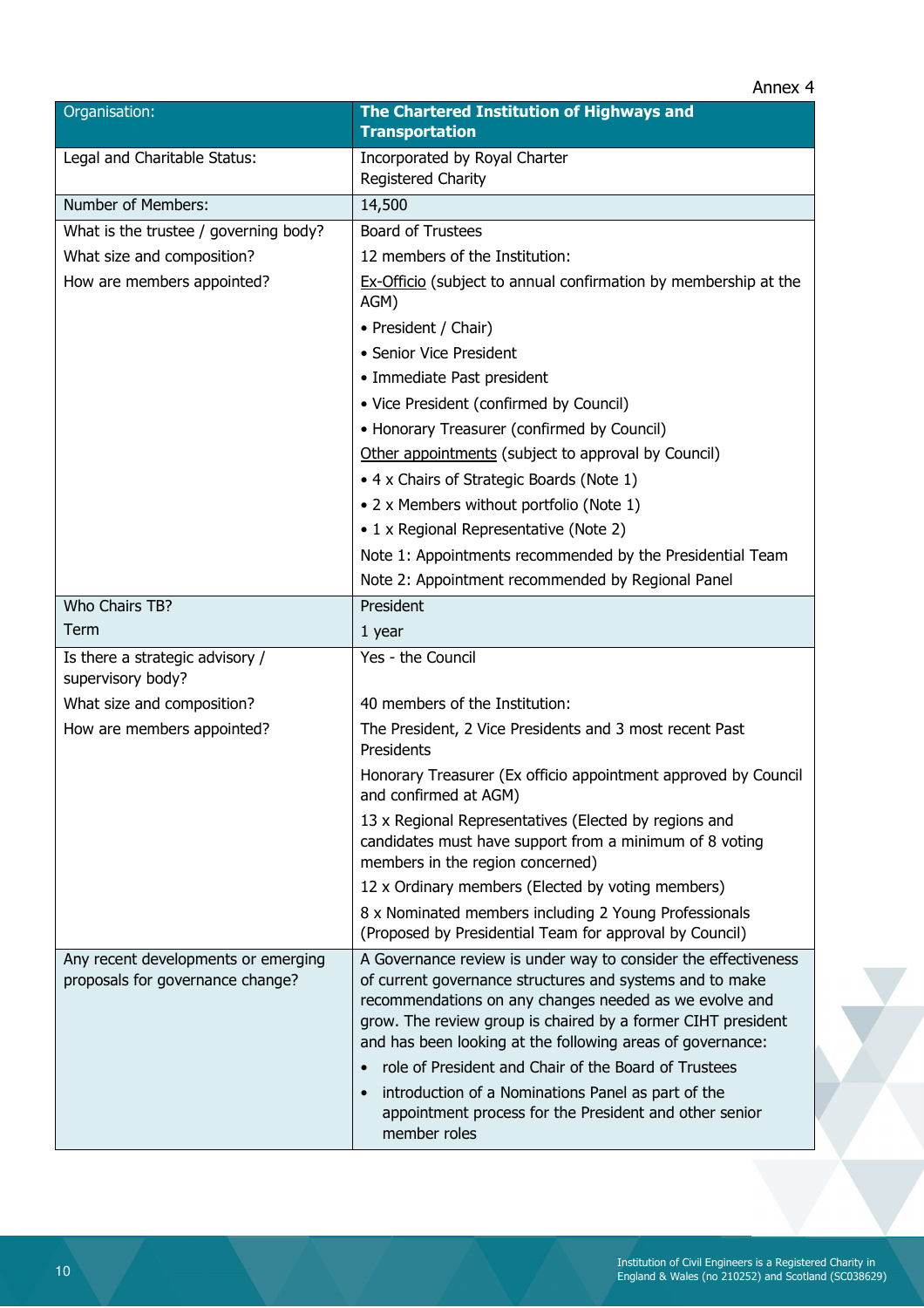Annex 4

| Organisation: | **The Chartered Institution of Highways and Transportation** |
|---|---|
| Legal and Charitable Status: | Incorporated by Royal Charter<br>Registered Charity |
| Number of Members: | 14,500 |
| What is the trustee / governing body?<br>What size and composition?<br>How are members appointed? | Board of Trustees<br>12 members of the Institution:<br>Ex-Officio (subject to annual confirmation by membership at the AGM)<br>• President / Chair)<br>• Senior Vice President<br>• Immediate Past president<br>• Vice President (confirmed by Council)<br>• Honorary Treasurer (confirmed by Council)<br>Other appointments (subject to approval by Council)<br>• 4 x Chairs of Strategic Boards (Note 1)<br>• 2 x Members without portfolio (Note 1)<br>• 1 x Regional Representative (Note 2)<br>Note 1: Appointments recommended by the Presidential Team<br>Note 2: Appointment recommended by Regional Panel |
| Who Chairs TB?<br>Term | President<br>1 year |
| Is there a strategic advisory / supervisory body?<br>What size and composition?<br>How are members appointed? | Yes - the Council<br>40 members of the Institution:<br>The President, 2 Vice Presidents and 3 most recent Past Presidents<br>Honorary Treasurer (Ex officio appointment approved by Council and confirmed at AGM)<br>13 x Regional Representatives (Elected by regions and candidates must have support from a minimum of 8 voting members in the region concerned)<br>12 x Ordinary members (Elected by voting members)<br>8 x Nominated members including 2 Young Professionals (Proposed by Presidential Team for approval by Council) |
| Any recent developments or emerging proposals for governance change? | A Governance review is under way to consider the effectiveness of current governance structures and systems and to make recommendations on any changes needed as we evolve and grow. The review group is chaired by a former CIHT president and has been looking at the following areas of governance:<br>• role of President and Chair of the Board of Trustees<br>• introduction of a Nominations Panel as part of the appointment process for the President and other senior member roles |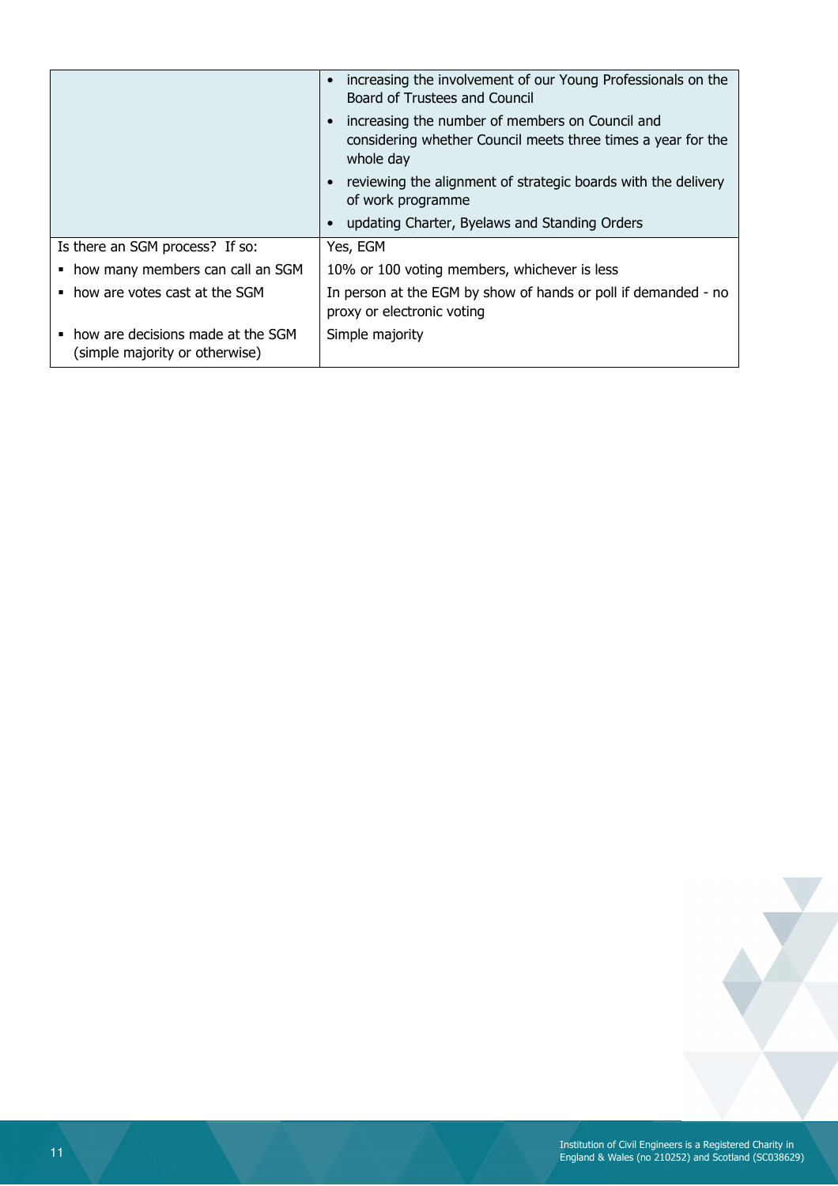| | |
|---|---|
| | • increasing the involvement of our Young Professionals on the Board of Trustees and Council<br>• increasing the number of members on Council and considering whether Council meets three times a year for the whole day<br>• reviewing the alignment of strategic boards with the delivery of work programme<br>• updating Charter, Byelaws and Standing Orders |
| Is there an SGM process? If so: | Yes, EGM |
| ▪ how many members can call an SGM | 10% or 100 voting members, whichever is less |
| ▪ how are votes cast at the SGM | In person at the EGM by show of hands or poll if demanded - no proxy or electronic voting |
| ▪ how are decisions made at the SGM (simple majority or otherwise) | Simple majority |

Institution of Civil Engineers is a Registered Charity in England & Wales (no 210252) and Scotland (SC038629)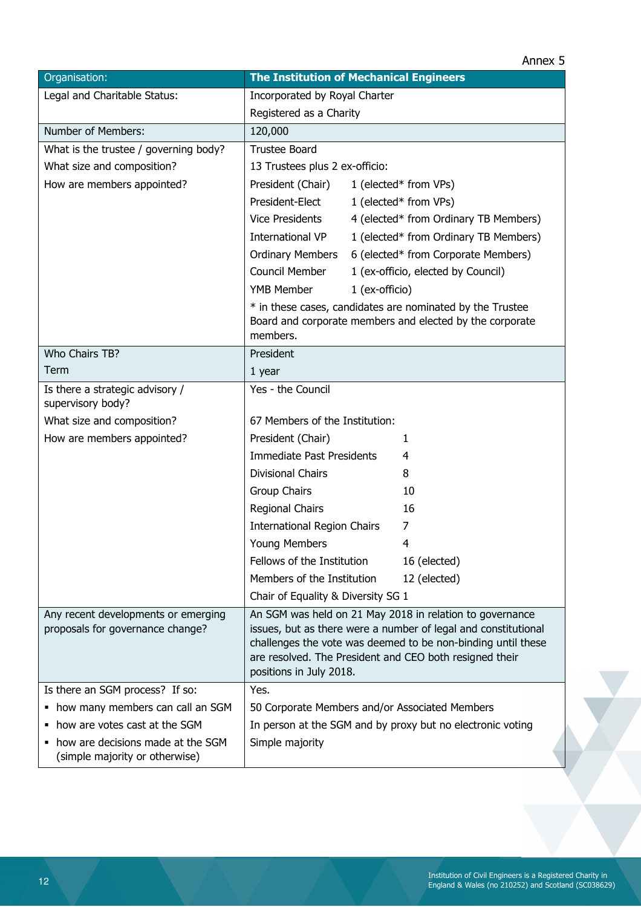Annex 5

| Organisation: | The Institution of Mechanical Engineers |
|---|---|
| Legal and Charitable Status: | Incorporated by Royal Charter<br>Registered as a Charity |
| Number of Members: | 120,000 |
| What is the trustee / governing body?<br>What size and composition?<br>How are members appointed? | Trustee Board<br>13 Trustees plus 2 ex-officio:<br>President (Chair) 1 (elected* from VPs)<br>President-Elect 1 (elected* from VPs)<br>Vice Presidents 4 (elected* from Ordinary TB Members)<br>International VP 1 (elected* from Ordinary TB Members)<br>Ordinary Members 6 (elected* from Corporate Members)<br>Council Member 1 (ex-officio, elected by Council)<br>YMB Member 1 (ex-officio)<br>* in these cases, candidates are nominated by the Trustee Board and corporate members and elected by the corporate members. |
| Who Chairs TB?<br>Term | President<br>1 year |
| Is there a strategic advisory / supervisory body?<br>What size and composition?<br>How are members appointed? | Yes - the Council<br>67 Members of the Institution:<br>President (Chair) 1<br>Immediate Past Presidents 4<br>Divisional Chairs 8<br>Group Chairs 10<br>Regional Chairs 16<br>International Region Chairs 7<br>Young Members 4<br>Fellows of the Institution 16 (elected)<br>Members of the Institution 12 (elected)<br>Chair of Equality & Diversity SG 1 |
| Any recent developments or emerging proposals for governance change? | An SGM was held on 21 May 2018 in relation to governance issues, but as there were a number of legal and constitutional challenges the vote was deemed to be non-binding until these are resolved. The President and CEO both resigned their positions in July 2018. |
| Is there an SGM process? If so:<br>▪ how many members can call an SGM<br>▪ how are votes cast at the SGM<br>▪ how are decisions made at the SGM (simple majority or otherwise) | Yes.<br>50 Corporate Members and/or Associated Members<br>In person at the SGM and by proxy but no electronic voting<br>Simple majority |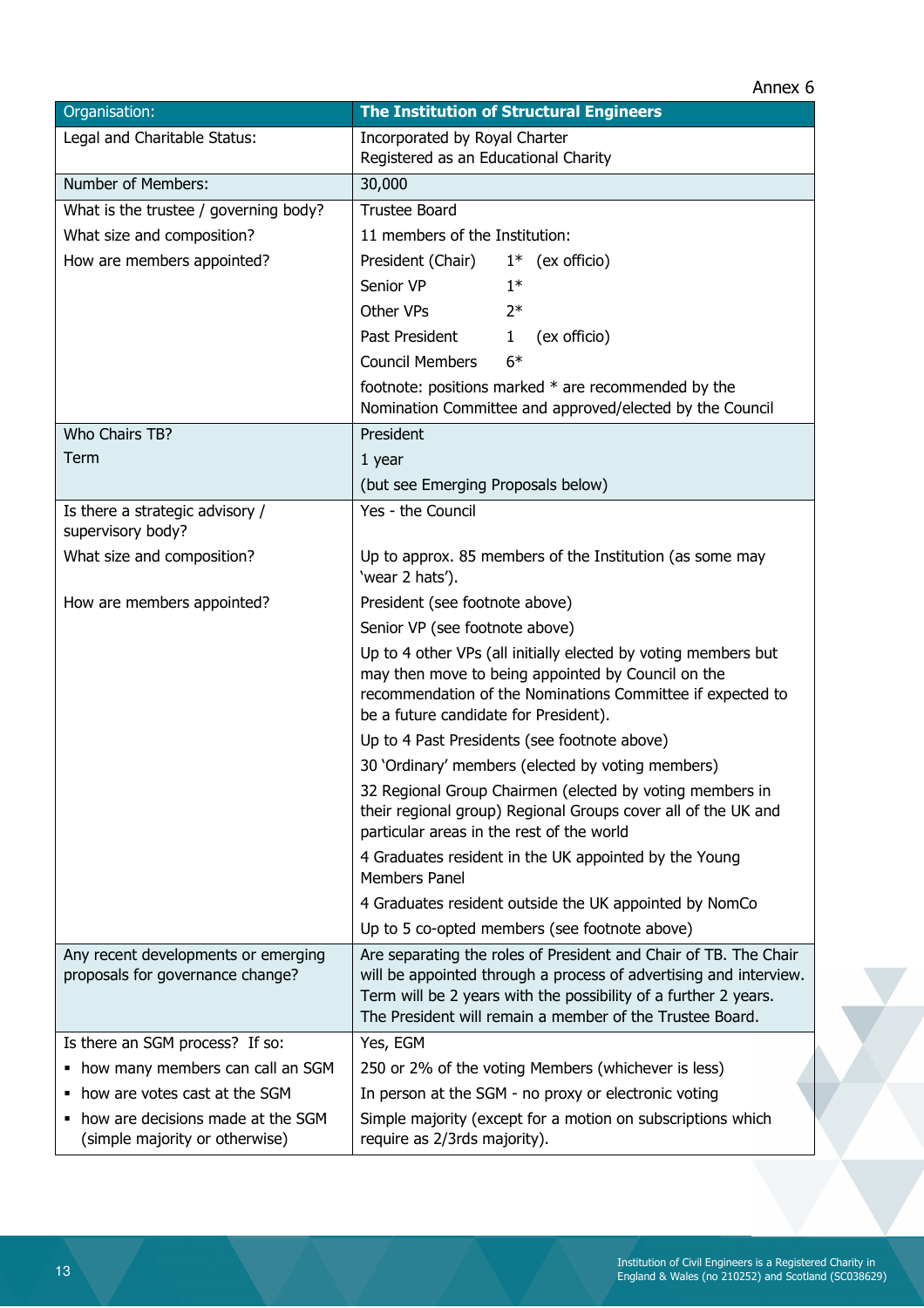Annex 6

| Organisation: | The Institution of Structural Engineers |
|---|---|
| Legal and Charitable Status: | Incorporated by Royal Charter<br>Registered as an Educational Charity |
| Number of Members: | 30,000 |
| What is the trustee / governing body?<br>What size and composition?<br>How are members appointed? | Trustee Board<br>11 members of the Institution:<br>President (Chair) 1* (ex officio)<br>Senior VP 1*<br>Other VPs 2*<br>Past President 1 (ex officio)<br>Council Members 6*<br>footnote: positions marked * are recommended by the Nomination Committee and approved/elected by the Council |
| Who Chairs TB?<br>Term | President<br>1 year<br>(but see Emerging Proposals below) |
| Is there a strategic advisory / supervisory body?<br>What size and composition?<br>How are members appointed? | Yes - the Council<br>Up to approx. 85 members of the Institution (as some may 'wear 2 hats').<br>President (see footnote above)<br>Senior VP (see footnote above)<br>Up to 4 other VPs (all initially elected by voting members but may then move to being appointed by Council on the recommendation of the Nominations Committee if expected to be a future candidate for President).<br>Up to 4 Past Presidents (see footnote above)<br>30 'Ordinary' members (elected by voting members)<br>32 Regional Group Chairmen (elected by voting members in their regional group) Regional Groups cover all of the UK and particular areas in the rest of the world<br>4 Graduates resident in the UK appointed by the Young Members Panel<br>4 Graduates resident outside the UK appointed by NomCo<br>Up to 5 co-opted members (see footnote above) |
| Any recent developments or emerging proposals for governance change? | Are separating the roles of President and Chair of TB. The Chair will be appointed through a process of advertising and interview. Term will be 2 years with the possibility of a further 2 years. The President will remain a member of the Trustee Board. |
| Is there an SGM process? If so:<br>▪ how many members can call an SGM<br>▪ how are votes cast at the SGM<br>▪ how are decisions made at the SGM (simple majority or otherwise) | Yes, EGM<br>250 or 2% of the voting Members (whichever is less)<br>In person at the SGM - no proxy or electronic voting<br>Simple majority (except for a motion on subscriptions which require as 2/3rds majority). |

Institution of Civil Engineers is a Registered Charity in England & Wales (no 210252) and Scotland (SC038629)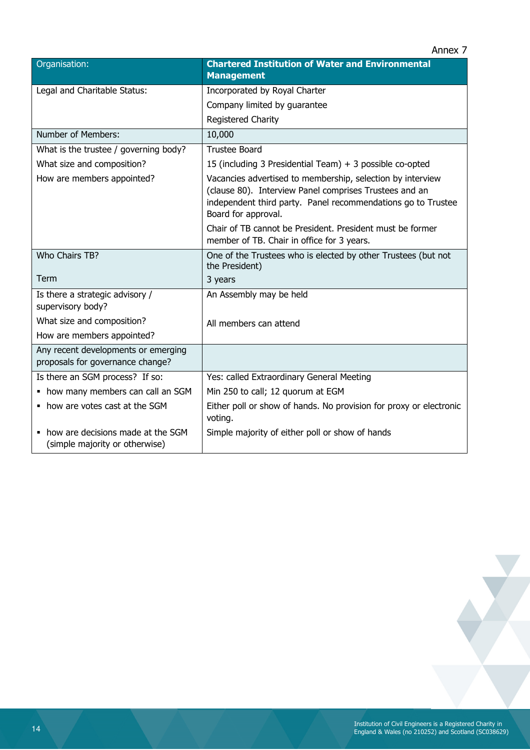Annex 7

| Organisation: | **Chartered Institution of Water and Environmental Management** |
|---|---|
| Legal and Charitable Status: | Incorporated by Royal Charter<br>Company limited by guarantee<br>Registered Charity |
| Number of Members: | 10,000 |
| What is the trustee / governing body?<br>What size and composition?<br>How are members appointed? | Trustee Board<br>15 (including 3 Presidential Team) + 3 possible co-opted<br>Vacancies advertised to membership, selection by interview (clause 80). Interview Panel comprises Trustees and an independent third party. Panel recommendations go to Trustee Board for approval.<br>Chair of TB cannot be President. President must be former member of TB. Chair in office for 3 years. |
| Who Chairs TB?<br>Term | One of the Trustees who is elected by other Trustees (but not the President)<br>3 years |
| Is there a strategic advisory / supervisory body?<br>What size and composition?<br>How are members appointed? | An Assembly may be held<br>All members can attend |
| Any recent developments or emerging proposals for governance change? | |
| Is there an SGM process? If so:<br>▪ how many members can call an SGM<br>▪ how are votes cast at the SGM<br>▪ how are decisions made at the SGM (simple majority or otherwise) | Yes: called Extraordinary General Meeting<br>Min 250 to call; 12 quorum at EGM<br>Either poll or show of hands. No provision for proxy or electronic voting.<br>Simple majority of either poll or show of hands |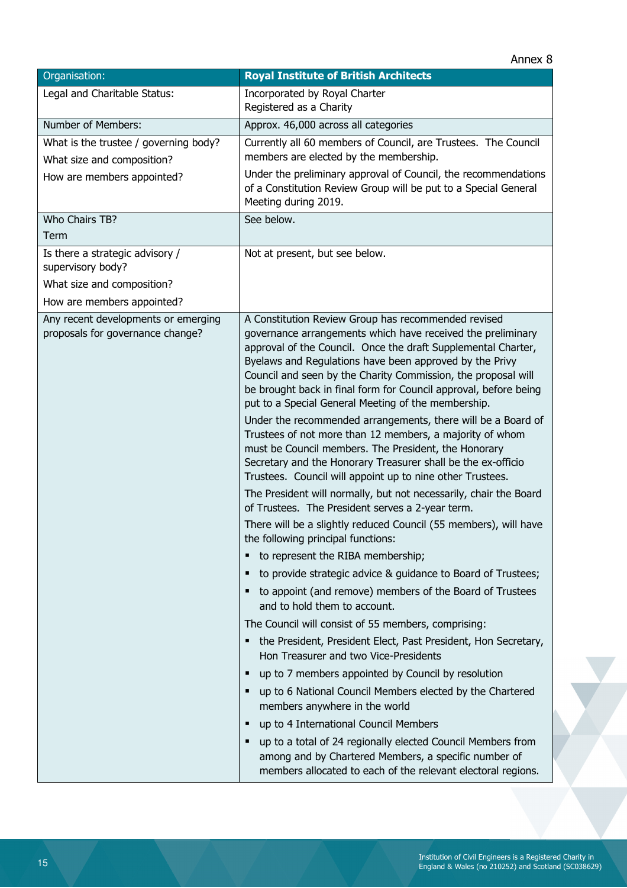Annex 8

| Organisation: | Royal Institute of British Architects |
|---|---|
| Legal and Charitable Status: | Incorporated by Royal Charter<br>Registered as a Charity |
| Number of Members: | Approx. 46,000 across all categories |
| What is the trustee / governing body?<br>What size and composition?<br>How are members appointed? | Currently all 60 members of Council, are Trustees. The Council members are elected by the membership.<br>Under the preliminary approval of Council, the recommendations of a Constitution Review Group will be put to a Special General Meeting during 2019. |
| Who Chairs TB?<br>Term | See below. |
| Is there a strategic advisory / supervisory body?<br>What size and composition?<br>How are members appointed? | Not at present, but see below. |
| Any recent developments or emerging proposals for governance change? | A Constitution Review Group has recommended revised governance arrangements which have received the preliminary approval of the Council. Once the draft Supplemental Charter, Byelaws and Regulations have been approved by the Privy Council and seen by the Charity Commission, the proposal will be brought back in final form for Council approval, before being put to a Special General Meeting of the membership.<br>Under the recommended arrangements, there will be a Board of Trustees of not more than 12 members, a majority of whom must be Council members. The President, the Honorary Secretary and the Honorary Treasurer shall be the ex-officio Trustees. Council will appoint up to nine other Trustees.<br>The President will normally, but not necessarily, chair the Board of Trustees. The President serves a 2-year term.<br>There will be a slightly reduced Council (55 members), will have the following principal functions:<br>▪ to represent the RIBA membership;<br>▪ to provide strategic advice & guidance to Board of Trustees;<br>▪ to appoint (and remove) members of the Board of Trustees and to hold them to account.<br>The Council will consist of 55 members, comprising:<br>▪ the President, President Elect, Past President, Hon Secretary, Hon Treasurer and two Vice-Presidents<br>▪ up to 7 members appointed by Council by resolution<br>▪ up to 6 National Council Members elected by the Chartered members anywhere in the world<br>▪ up to 4 International Council Members<br>▪ up to a total of 24 regionally elected Council Members from among and by Chartered Members, a specific number of members allocated to each of the relevant electoral regions. |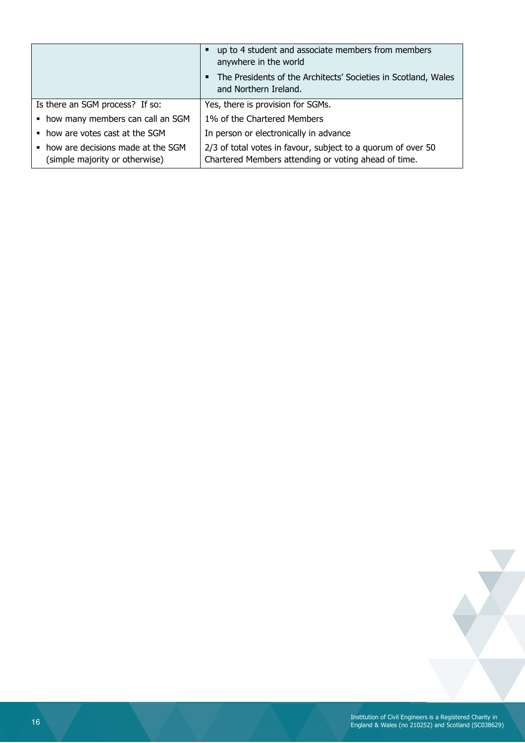| | |
|---|---|
| | ▪ up to 4 student and associate members from members anywhere in the world<br>▪ The Presidents of the Architects' Societies in Scotland, Wales and Northern Ireland. |
| Is there an SGM process? If so: | Yes, there is provision for SGMs. |
| ▪ how many members can call an SGM | 1% of the Chartered Members |
| ▪ how are votes cast at the SGM | In person or electronically in advance |
| ▪ how are decisions made at the SGM (simple majority or otherwise) | 2/3 of total votes in favour, subject to a quorum of over 50 Chartered Members attending or voting ahead of time. |

Institution of Civil Engineers is a Registered Charity in England & Wales (no 210252) and Scotland (SC038629)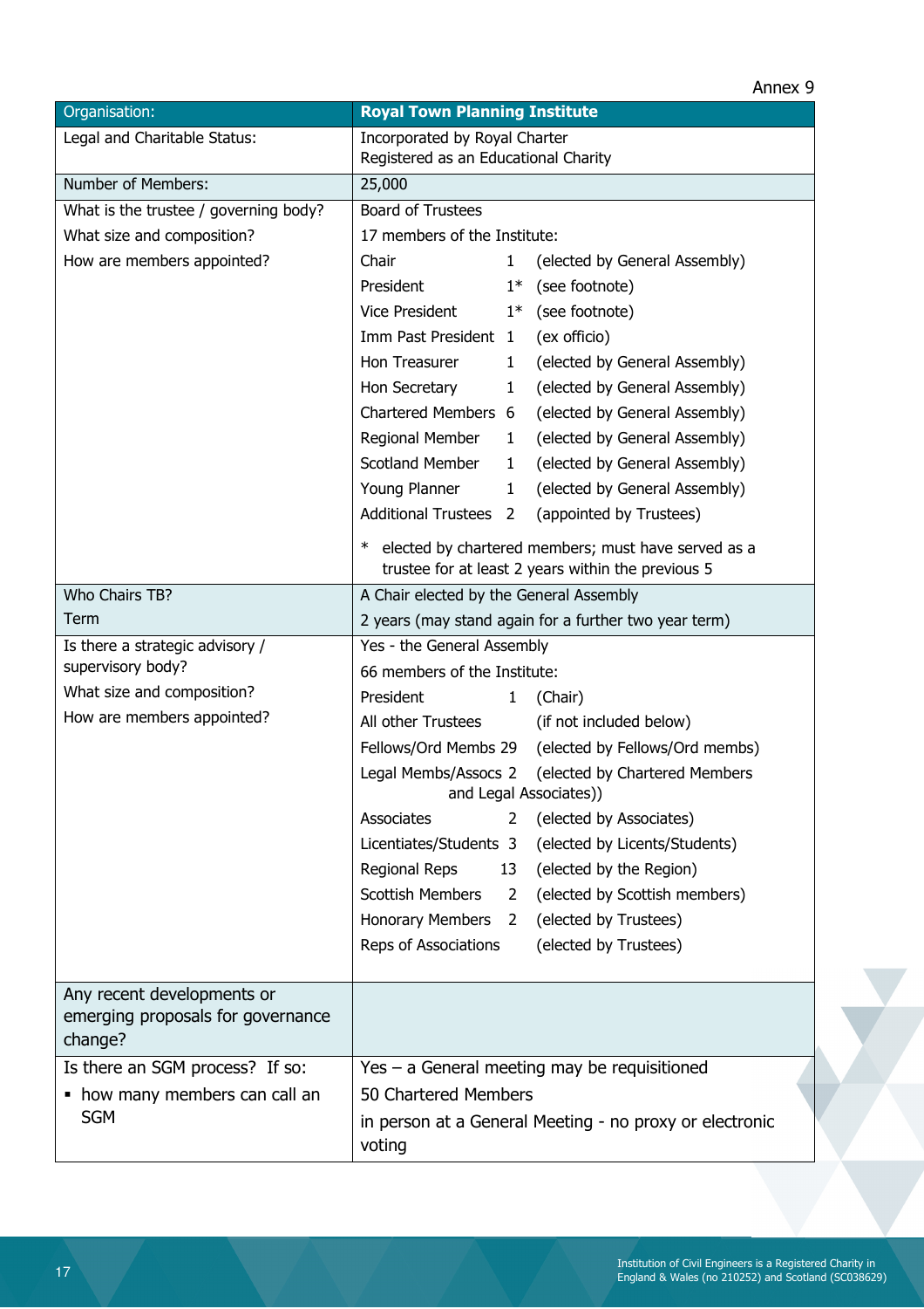Annex 9

| Organisation: | Royal Town Planning Institute |
|---|---|
| Legal and Charitable Status: | Incorporated by Royal Charter<br>Registered as an Educational Charity |
| Number of Members: | 25,000 |
| What is the trustee / governing body?<br>What size and composition?<br>How are members appointed? | Board of Trustees<br>17 members of the Institute:<br>Chair 1 (elected by General Assembly)<br>President 1* (see footnote)<br>Vice President 1* (see footnote)<br>Imm Past President 1 (ex officio)<br>Hon Treasurer 1 (elected by General Assembly)<br>Hon Secretary 1 (elected by General Assembly)<br>Chartered Members 6 (elected by General Assembly)<br>Regional Member 1 (elected by General Assembly)<br>Scotland Member 1 (elected by General Assembly)<br>Young Planner 1 (elected by General Assembly)<br>Additional Trustees 2 (appointed by Trustees)<br><br>* elected by chartered members; must have served as a trustee for at least 2 years within the previous 5 |
| Who Chairs TB?<br>Term | A Chair elected by the General Assembly<br>2 years (may stand again for a further two year term) |
| Is there a strategic advisory / supervisory body?<br>What size and composition?<br>How are members appointed? | Yes - the General Assembly<br>66 members of the Institute:<br>President 1 (Chair)<br>All other Trustees (if not included below)<br>Fellows/Ord Membs 29 (elected by Fellows/Ord membs)<br>Legal Membs/Assocs 2 (elected by Chartered Members and Legal Associates))<br>Associates 2 (elected by Associates)<br>Licentiates/Students 3 (elected by Licents/Students)<br>Regional Reps 13 (elected by the Region)<br>Scottish Members 2 (elected by Scottish members)<br>Honorary Members 2 (elected by Trustees)<br>Reps of Associations (elected by Trustees) |
| Any recent developments or emerging proposals for governance change? | |
| Is there an SGM process? If so:<br>▪ how many members can call an SGM | Yes – a General meeting may be requisitioned<br>50 Chartered Members<br>in person at a General Meeting - no proxy or electronic voting |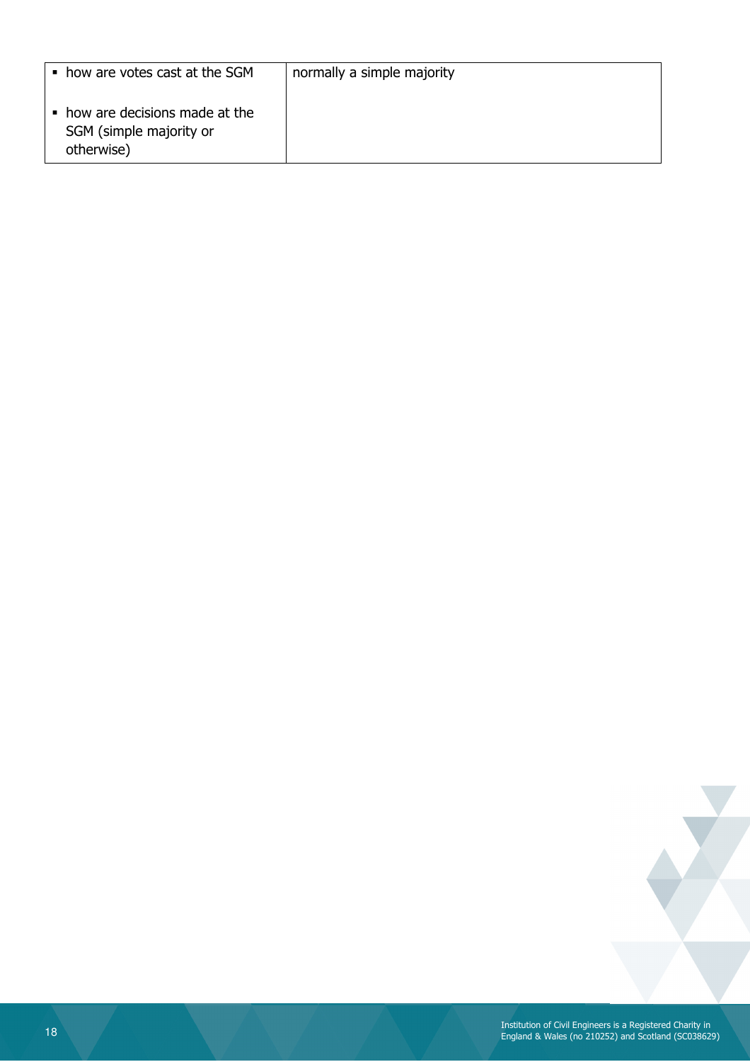| | |
|---|---|
| ▪ how are votes cast at the SGM<br><br>▪ how are decisions made at the SGM (simple majority or otherwise) | normally a simple majority |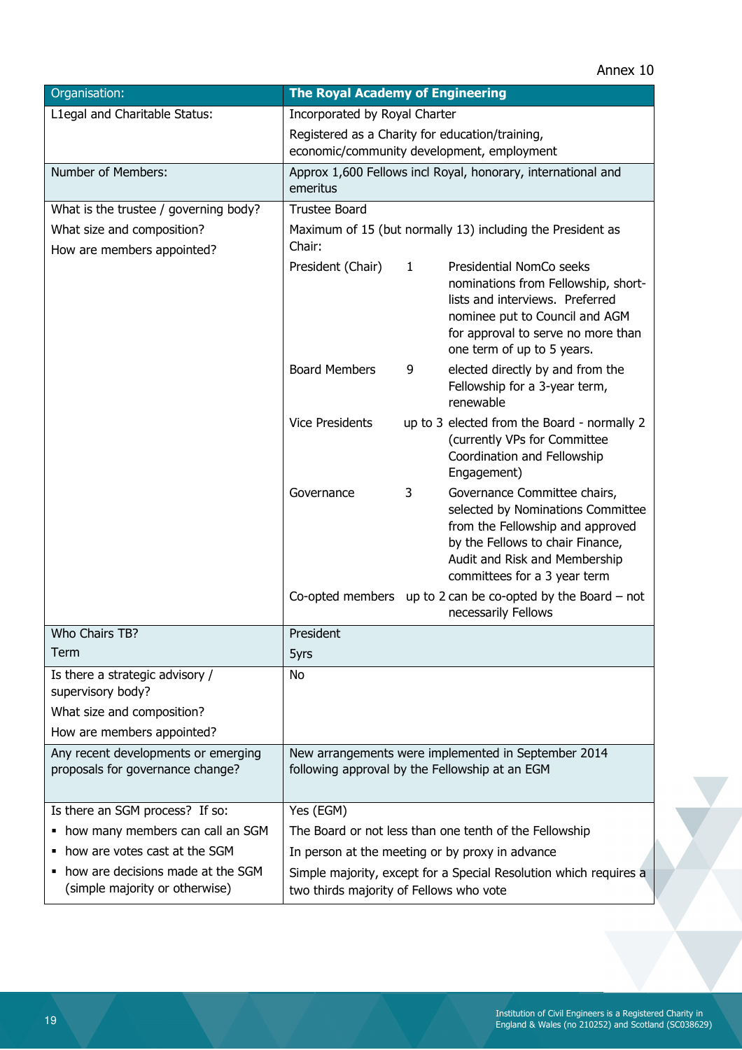Annex 10

| Organisation: | The Royal Academy of Engineering | | |
|---|---|---|---|
| L1egal and Charitable Status: | Incorporated by Royal Charter<br>Registered as a Charity for education/training, economic/community development, employment | | |
| Number of Members: | Approx 1,600 Fellows incl Royal, honorary, international and emeritus | | |
| What is the trustee / governing body?<br>What size and composition?<br>How are members appointed? | Trustee Board<br>Maximum of 15 (but normally 13) including the President as Chair: | | |
| | President (Chair) | 1 | Presidential NomCo seeks nominations from Fellowship, short-lists and interviews. Preferred nominee put to Council and AGM for approval to serve no more than one term of up to 5 years. |
| | Board Members | 9 | elected directly by and from the Fellowship for a 3-year term, renewable |
| | Vice Presidents | up to 3 | elected from the Board - normally 2 (currently VPs for Committee Coordination and Fellowship Engagement) |
| | Governance | 3 | Governance Committee chairs, selected by Nominations Committee from the Fellowship and approved by the Fellows to chair Finance, Audit and Risk and Membership committees for a 3 year term |
| | Co-opted members | up to 2 | can be co-opted by the Board – not necessarily Fellows |
| Who Chairs TB?<br>Term | President<br>5yrs | | |
| Is there a strategic advisory / supervisory body?<br>What size and composition?<br>How are members appointed? | No | | |
| Any recent developments or emerging proposals for governance change? | New arrangements were implemented in September 2014 following approval by the Fellowship at an EGM | | |
| Is there an SGM process? If so:<br>▪ how many members can call an SGM<br>▪ how are votes cast at the SGM<br>▪ how are decisions made at the SGM (simple majority or otherwise) | Yes (EGM)<br>The Board or not less than one tenth of the Fellowship<br>In person at the meeting or by proxy in advance<br>Simple majority, except for a Special Resolution which requires a two thirds majority of Fellows who vote | | |